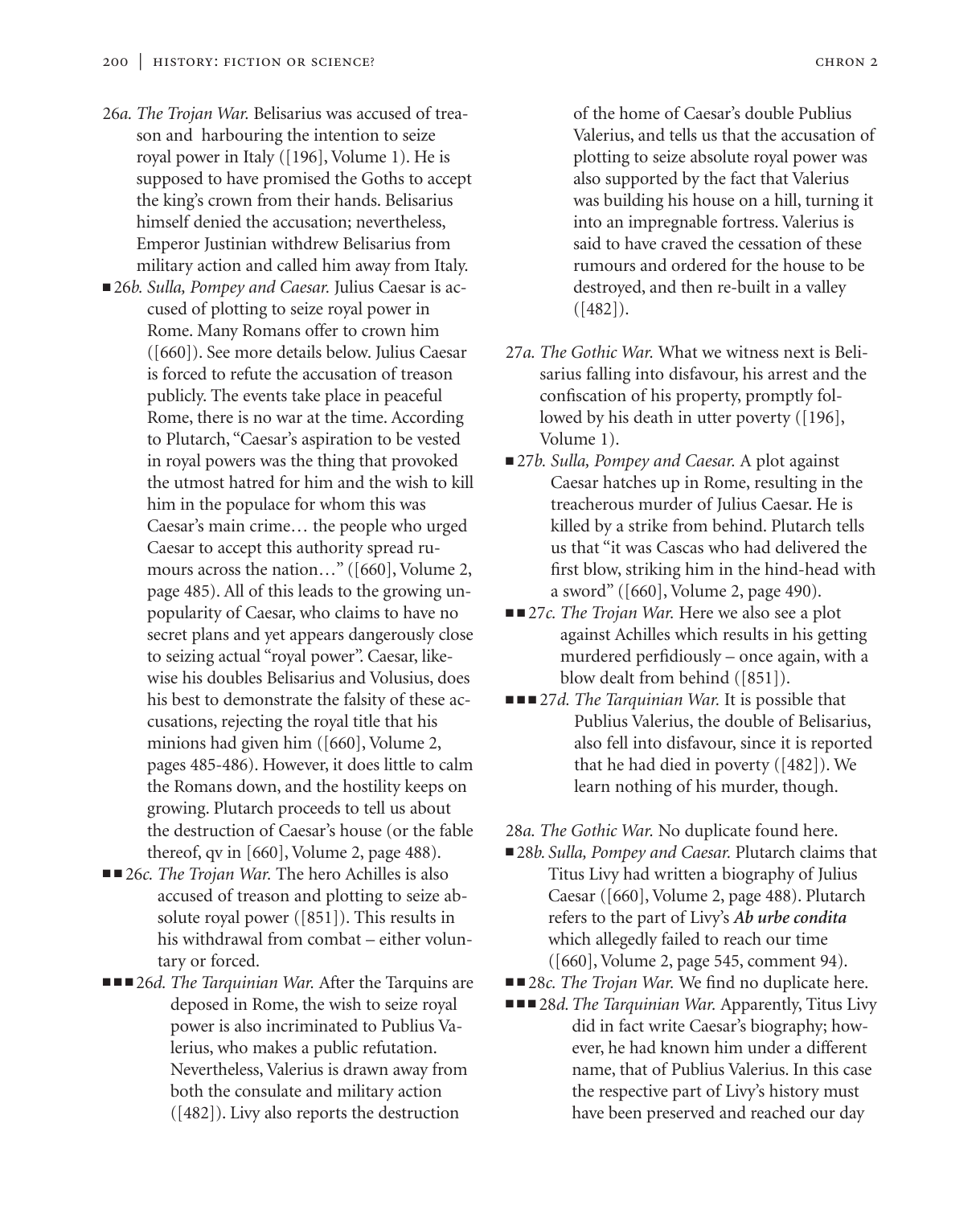26*a.* *The Trojan War.* Belisarius was accused of treason and harbouring the intention to seize royal power in Italy ([196], Volume 1). He is supposed to have promised the Goths to accept the king's crown from their hands. Belisarius himself denied the accusation; nevertheless, Emperor Justinian withdrew Belisarius from military action and called him away from Italy.

■ 26*b.* *Sulla, Pompey and Caesar.* Julius Caesar is accused of plotting to seize royal power in Rome. Many Romans offer to crown him ([660]). See more details below. Julius Caesar is forced to refute the accusation of treason publicly. The events take place in peaceful Rome, there is no war at the time. According to Plutarch, "Caesar's aspiration to be vested in royal powers was the thing that provoked the utmost hatred for him and the wish to kill him in the populace for whom this was Caesar's main crime… the people who urged Caesar to accept this authority spread rumours across the nation…" ([660], Volume 2, page 485). All of this leads to the growing unpopularity of Caesar, who claims to have no secret plans and yet appears dangerously close to seizing actual "royal power". Caesar, likewise his doubles Belisarius and Volusius, does his best to demonstrate the falsity of these accusations, rejecting the royal title that his minions had given him ([660], Volume 2, pages 485-486). However, it does little to calm the Romans down, and the hostility keeps on growing. Plutarch proceeds to tell us about the destruction of Caesar's house (or the fable thereof, qv in [660], Volume 2, page 488).

■■ 26*c.* *The Trojan War.* The hero Achilles is also accused of treason and plotting to seize absolute royal power ([851]). This results in his withdrawal from combat – either voluntary or forced.

■■■ 26*d.* *The Tarquinian War.* After the Tarquins are deposed in Rome, the wish to seize royal power is also incriminated to Publius Valerius, who makes a public refutation. Nevertheless, Valerius is drawn away from both the consulate and military action ([482]). Livy also reports the destruction of the home of Caesar's double Publius Valerius, and tells us that the accusation of plotting to seize absolute royal power was also supported by the fact that Valerius was building his house on a hill, turning it into an impregnable fortress. Valerius is said to have craved the cessation of these rumours and ordered for the house to be destroyed, and then re-built in a valley ([482]).

27*a.* *The Gothic War.* What we witness next is Belisarius falling into disfavour, his arrest and the confiscation of his property, promptly followed by his death in utter poverty ([196], Volume 1).

■ 27*b.* *Sulla, Pompey and Caesar.* A plot against Caesar hatches up in Rome, resulting in the treacherous murder of Julius Caesar. He is killed by a strike from behind. Plutarch tells us that "it was Cascas who had delivered the first blow, striking him in the hind-head with a sword" ([660], Volume 2, page 490).

■■ 27*c.* *The Trojan War.* Here we also see a plot against Achilles which results in his getting murdered perfidiously – once again, with a blow dealt from behind ([851]).

■■■ 27*d.* *The Tarquinian War.* It is possible that Publius Valerius, the double of Belisarius, also fell into disfavour, since it is reported that he had died in poverty ([482]). We learn nothing of his murder, though.

28*a.* *The Gothic War.* No duplicate found here.

■ 28*b.* *Sulla, Pompey and Caesar.* Plutarch claims that Titus Livy had written a biography of Julius Caesar ([660], Volume 2, page 488). Plutarch refers to the part of Livy's ***Ab urbe condita*** which allegedly failed to reach our time ([660], Volume 2, page 545, comment 94).

■■ 28*c.* *The Trojan War.* We find no duplicate here.

■■■ 28*d.* *The Tarquinian War.* Apparently, Titus Livy did in fact write Caesar's biography; however, he had known him under a different name, that of Publius Valerius. In this case the respective part of Livy's history must have been preserved and reached our day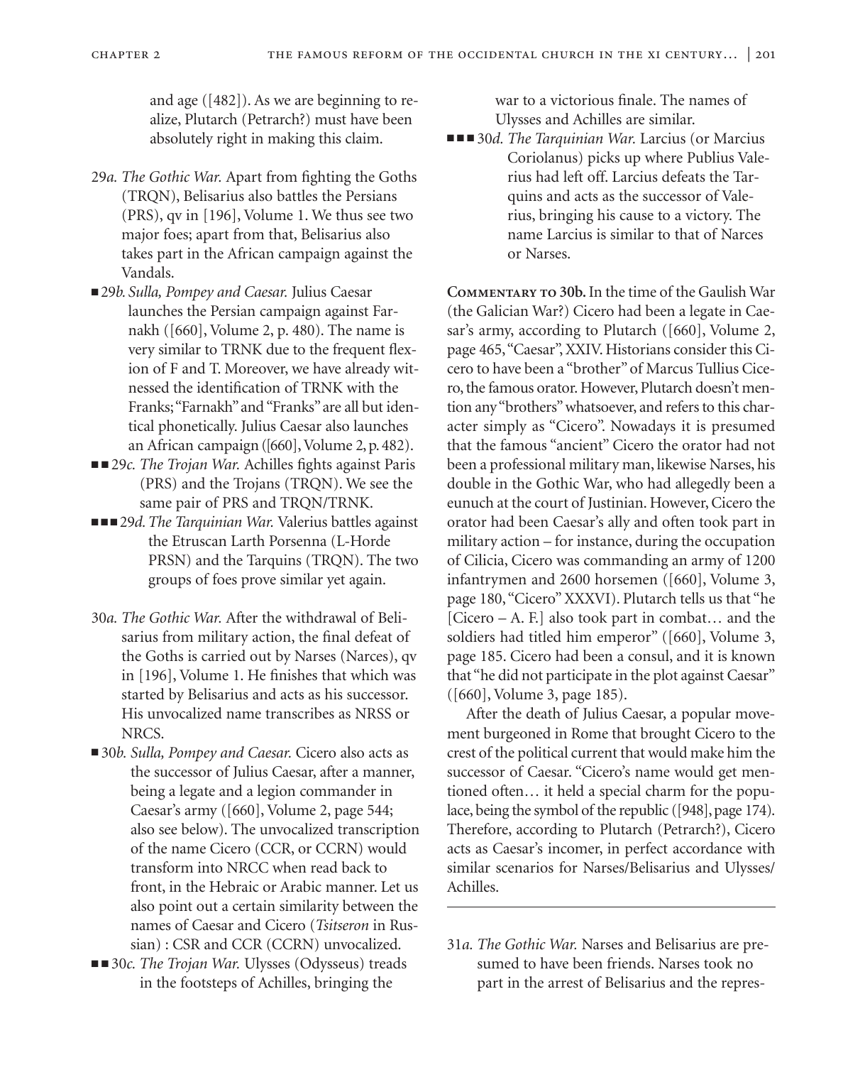and age ([482]). As we are beginning to realize, Plutarch (Petrarch?) must have been absolutely right in making this claim.

29*a. The Gothic War.* Apart from fighting the Goths (TRQN), Belisarius also battles the Persians (PRS), qv in [196], Volume 1. We thus see two major foes; apart from that, Belisarius also takes part in the African campaign against the Vandals.

■ 29*b. Sulla, Pompey and Caesar.* Julius Caesar launches the Persian campaign against Farnakh ([660], Volume 2, p. 480). The name is very similar to TRNK due to the frequent flexion of F and T. Moreover, we have already witnessed the identification of TRNK with the Franks; "Farnakh" and "Franks" are all but identical phonetically. Julius Caesar also launches an African campaign ([660], Volume 2, p. 482).

■■ 29*c. The Trojan War.* Achilles fights against Paris (PRS) and the Trojans (TRQN). We see the same pair of PRS and TRQN/TRNK.

■■■ 29*d. The Tarquinian War.* Valerius battles against the Etruscan Larth Porsenna (L-Horde PRSN) and the Tarquins (TRQN). The two groups of foes prove similar yet again.

30*a. The Gothic War.* After the withdrawal of Belisarius from military action, the final defeat of the Goths is carried out by Narses (Narces), qv in [196], Volume 1. He finishes that which was started by Belisarius and acts as his successor. His unvocalized name transcribes as NRSS or NRCS.

■ 30*b. Sulla, Pompey and Caesar.* Cicero also acts as the successor of Julius Caesar, after a manner, being a legate and a legion commander in Caesar's army ([660], Volume 2, page 544; also see below). The unvocalized transcription of the name Cicero (CCR, or CCRN) would transform into NRCC when read back to front, in the Hebraic or Arabic manner. Let us also point out a certain similarity between the names of Caesar and Cicero (*Tsitseron* in Russian) : CSR and CCR (CCRN) unvocalized.

■■ 30*c. The Trojan War.* Ulysses (Odysseus) treads in the footsteps of Achilles, bringing the war to a victorious finale. The names of Ulysses and Achilles are similar.

■■■ 30*d. The Tarquinian War.* Larcius (or Marcius Coriolanus) picks up where Publius Valerius had left off. Larcius defeats the Tarquins and acts as the successor of Valerius, bringing his cause to a victory. The name Larcius is similar to that of Narces or Narses.

**Commentary to 30b.** In the time of the Gaulish War (the Galician War?) Cicero had been a legate in Caesar's army, according to Plutarch ([660], Volume 2, page 465, "Caesar", XXIV. Historians consider this Cicero to have been a "brother" of Marcus Tullius Cicero, the famous orator. However, Plutarch doesn't mention any "brothers" whatsoever, and refers to this character simply as "Cicero". Nowadays it is presumed that the famous "ancient" Cicero the orator had not been a professional military man, likewise Narses, his double in the Gothic War, who had allegedly been a eunuch at the court of Justinian. However, Cicero the orator had been Caesar's ally and often took part in military action – for instance, during the occupation of Cilicia, Cicero was commanding an army of 1200 infantrymen and 2600 horsemen ([660], Volume 3, page 180, "Cicero" XXXVI). Plutarch tells us that "he [Cicero – A. F.] also took part in combat… and the soldiers had titled him emperor" ([660], Volume 3, page 185. Cicero had been a consul, and it is known that "he did not participate in the plot against Caesar" ([660], Volume 3, page 185).

After the death of Julius Caesar, a popular movement burgeoned in Rome that brought Cicero to the crest of the political current that would make him the successor of Caesar. "Cicero's name would get mentioned often… it held a special charm for the populace, being the symbol of the republic ([948], page 174). Therefore, according to Plutarch (Petrarch?), Cicero acts as Caesar's incomer, in perfect accordance with similar scenarios for Narses/Belisarius and Ulysses/Achilles.

---

31*a. The Gothic War.* Narses and Belisarius are presumed to have been friends. Narses took no part in the arrest of Belisarius and the repres-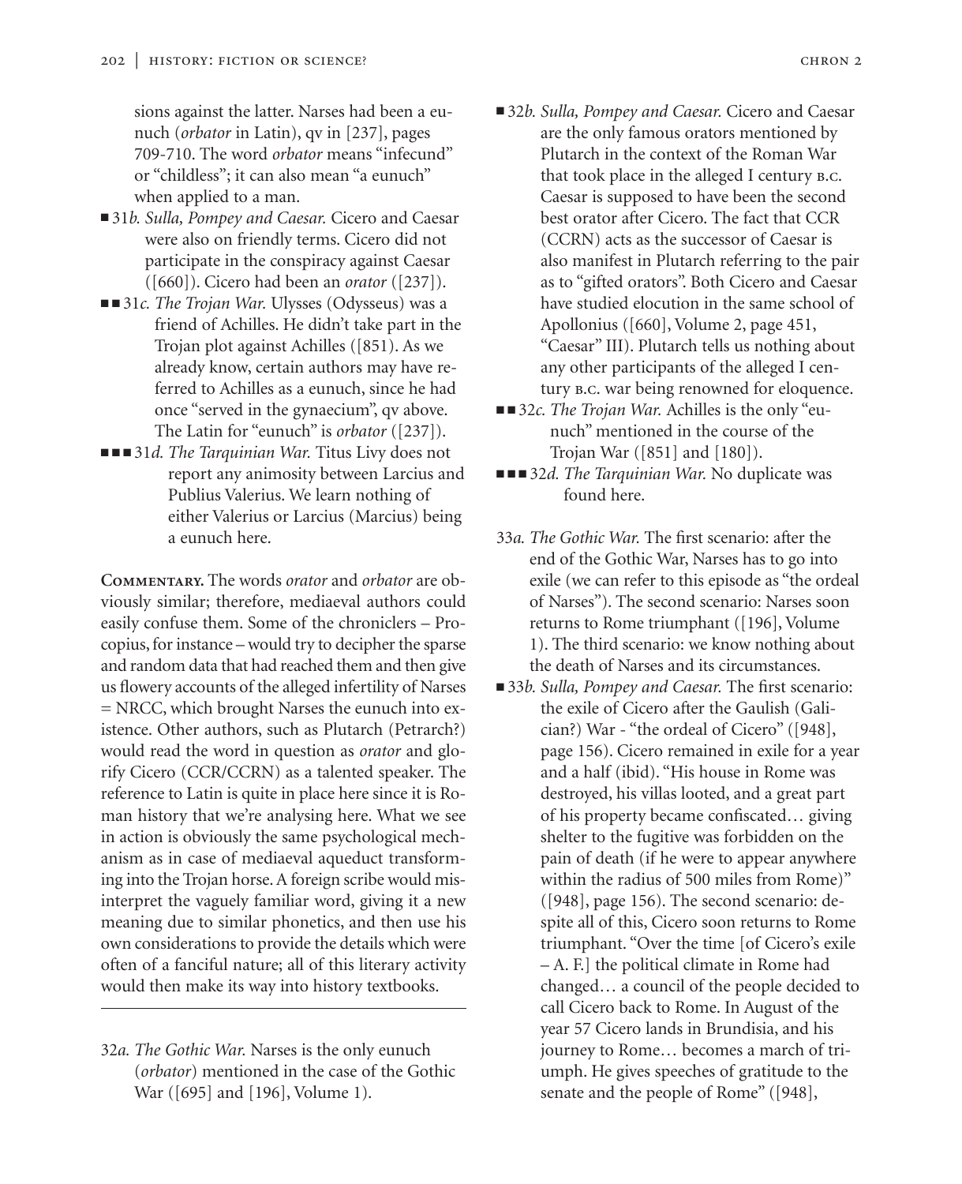sions against the latter. Narses had been a eunuch (*orbator* in Latin), qv in [237], pages 709-710. The word *orbator* means "infecund" or "childless"; it can also mean "a eunuch" when applied to a man.

■ 31*b. Sulla, Pompey and Caesar.* Cicero and Caesar were also on friendly terms. Cicero did not participate in the conspiracy against Caesar ([660]). Cicero had been an *orator* ([237]).

■■ 31*c. The Trojan War.* Ulysses (Odysseus) was a friend of Achilles. He didn't take part in the Trojan plot against Achilles ([851]). As we already know, certain authors may have referred to Achilles as a eunuch, since he had once "served in the gynaeceum", qv above. The Latin for "eunuch" is *orbator* ([237]).

■■■ 31*d. The Tarquinian War.* Titus Livy does not report any animosity between Larcius and Publius Valerius. We learn nothing of either Valerius or Larcius (Marcius) being a eunuch here.

**Commentary.** The words *orator* and *orbator* are obviously similar; therefore, mediaeval authors could easily confuse them. Some of the chroniclers – Procopius, for instance – would try to decipher the sparse and random data that had reached them and then give us flowery accounts of the alleged infertility of Narses = NRCC, which brought Narses the eunuch into existence. Other authors, such as Plutarch (Petrarch?) would read the word in question as *orator* and glorify Cicero (CCR/CCRN) as a talented speaker. The reference to Latin is quite in place here since it is Roman history that we're analysing here. What we see in action is obviously the same psychological mechanism as in case of mediaeval aqueduct transforming into the Trojan horse. A foreign scribe would misinterpret the vaguely familiar word, giving it a new meaning due to similar phonetics, and then use his own considerations to provide the details which were often of a fanciful nature; all of this literary activity would then make its way into history textbooks.

---

32*a. The Gothic War.* Narses is the only eunuch (*orbator*) mentioned in the case of the Gothic War ([695] and [196], Volume 1).

■ 32*b. Sulla, Pompey and Caesar.* Cicero and Caesar are the only famous orators mentioned by Plutarch in the context of the Roman War that took place in the alleged I century B.C. Caesar is supposed to have been the second best orator after Cicero. The fact that CCR (CCRN) acts as the successor of Caesar is also manifest in Plutarch referring to the pair as to "gifted orators". Both Cicero and Caesar have studied elocution in the same school of Apollonius ([660], Volume 2, page 451, "Caesar" III). Plutarch tells us nothing about any other participants of the alleged I century B.C. war being renowned for eloquence.

■■ 32*c. The Trojan War.* Achilles is the only "eunuch" mentioned in the course of the Trojan War ([851] and [180]).

■■■ 32*d. The Tarquinian War.* No duplicate was found here.

33*a. The Gothic War.* The first scenario: after the end of the Gothic War, Narses has to go into exile (we can refer to this episode as "the ordeal of Narses"). The second scenario: Narses soon returns to Rome triumphant ([196], Volume 1). The third scenario: we know nothing about the death of Narses and its circumstances.

■ 33*b. Sulla, Pompey and Caesar.* The first scenario: the exile of Cicero after the Gaulish (Galician?) War - "the ordeal of Cicero" ([948], page 156). Cicero remained in exile for a year and a half (ibid). "His house in Rome was destroyed, his villas looted, and a great part of his property became confiscated… giving shelter to the fugitive was forbidden on the pain of death (if he were to appear anywhere within the radius of 500 miles from Rome)" ([948], page 156). The second scenario: despite all of this, Cicero soon returns to Rome triumphant. "Over the time [of Cicero's exile – A. F.] the political climate in Rome had changed… a council of the people decided to call Cicero back to Rome. In August of the year 57 Cicero lands in Brundisia, and his journey to Rome… becomes a march of triumph. He gives speeches of gratitude to the senate and the people of Rome" ([948],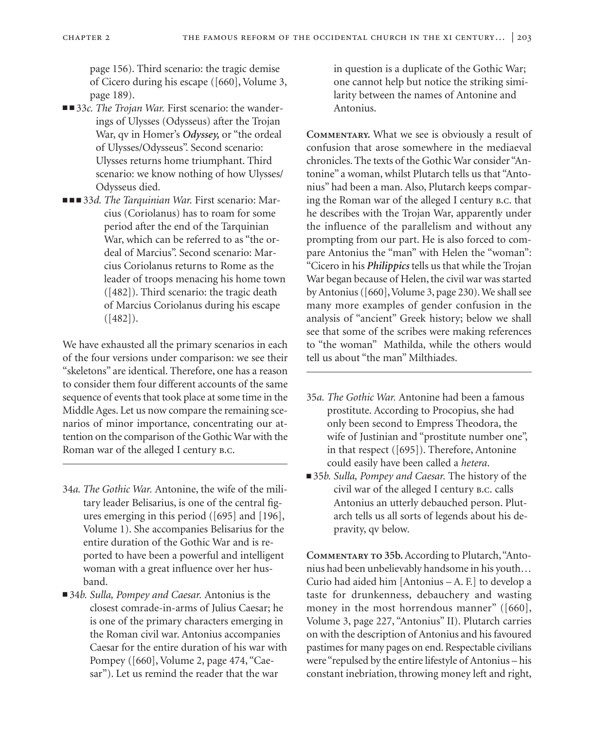page 156). Third scenario: the tragic demise of Cicero during his escape ([660], Volume 3, page 189).

- ■■ 33*c. The Trojan War.* First scenario: the wanderings of Ulysses (Odysseus) after the Trojan War, qv in Homer's ***Odyssey,*** or "the ordeal of Ulysses/Odysseus". Second scenario: Ulysses returns home triumphant. Third scenario: we know nothing of how Ulysses/Odysseus died.
- ■■■ 33*d. The Tarquinian War.* First scenario: Marcius (Coriolanus) has to roam for some period after the end of the Tarquinian War, which can be referred to as "the ordeal of Marcius". Second scenario: Marcius Coriolanus returns to Rome as the leader of troops menacing his home town ([482]). Third scenario: the tragic death of Marcius Coriolanus during his escape ([482]).

We have exhausted all the primary scenarios in each of the four versions under comparison: we see their "skeletons" are identical. Therefore, one has a reason to consider them four different accounts of the same sequence of events that took place at some time in the Middle Ages. Let us now compare the remaining scenarios of minor importance, concentrating our attention on the comparison of the Gothic War with the Roman war of the alleged I century B.C.

---

- 34*a. The Gothic War.* Antonine, the wife of the military leader Belisarius, is one of the central figures emerging in this period ([695] and [196], Volume 1). She accompanies Belisarius for the entire duration of the Gothic War and is reported to have been a powerful and intelligent woman with a great influence over her husband.
- ■ 34*b. Sulla, Pompey and Caesar.* Antonius is the closest comrade-in-arms of Julius Caesar; he is one of the primary characters emerging in the Roman civil war. Antonius accompanies Caesar for the entire duration of his war with Pompey ([660], Volume 2, page 474, "Caesar"). Let us remind the reader that the war in question is a duplicate of the Gothic War; one cannot help but notice the striking similarity between the names of Antonine and Antonius.

**Commentary.** What we see is obviously a result of confusion that arose somewhere in the mediaeval chronicles. The texts of the Gothic War consider "Antonine" a woman, whilst Plutarch tells us that "Antonius" had been a man. Also, Plutarch keeps comparing the Roman war of the alleged I century B.C. that he describes with the Trojan War, apparently under the influence of the parallelism and without any prompting from our part. He is also forced to compare Antonius the "man" with Helen the "woman": "Cicero in his ***Philippics*** tells us that while the Trojan War began because of Helen, the civil war was started by Antonius ([660], Volume 3, page 230). We shall see many more examples of gender confusion in the analysis of "ancient" Greek history; below we shall see that some of the scribes were making references to "the woman" Mathilda, while the others would tell us about "the man" Milthiades.

---

- 35*a. The Gothic War.* Antonine had been a famous prostitute. According to Procopius, she had only been second to Empress Theodora, the wife of Justinian and "prostitute number one", in that respect ([695]). Therefore, Antonine could easily have been called a *hetera*.
- ■ 35*b. Sulla, Pompey and Caesar.* The history of the civil war of the alleged I century B.C. calls Antonius an utterly debauched person. Plutarch tells us all sorts of legends about his depravity, qv below.

**Commentary to 35b.** According to Plutarch, "Antonius had been unbelievably handsome in his youth… Curio had aided him [Antonius – A. F.] to develop a taste for drunkenness, debauchery and wasting money in the most horrendous manner" ([660], Volume 3, page 227, "Antonius" II). Plutarch carries on with the description of Antonius and his favoured pastimes for many pages on end. Respectable civilians were "repulsed by the entire lifestyle of Antonius – his constant inebriation, throwing money left and right,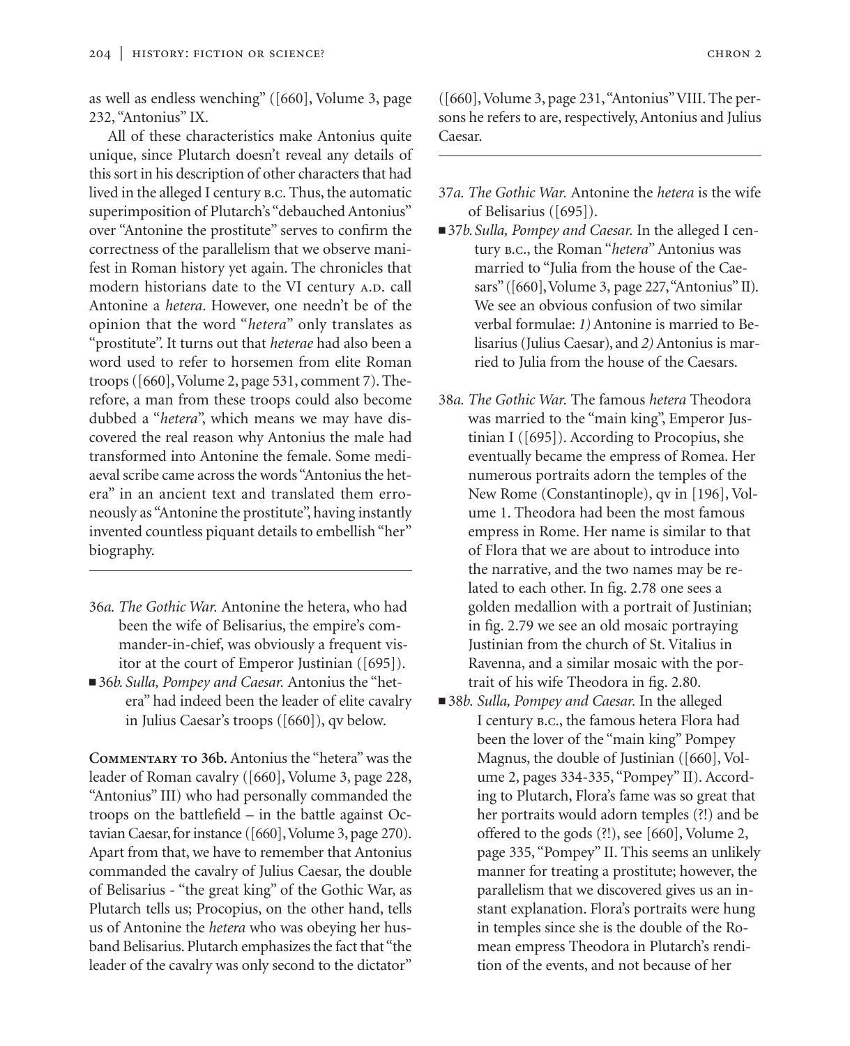as well as endless wenching" ([660], Volume 3, page 232, "Antonius" IX.

All of these characteristics make Antonius quite unique, since Plutarch doesn't reveal any details of this sort in his description of other characters that had lived in the alleged I century B.C. Thus, the automatic superimposition of Plutarch's "debauched Antonius" over "Antonine the prostitute" serves to confirm the correctness of the parallelism that we observe manifest in Roman history yet again. The chronicles that modern historians date to the VI century A.D. call Antonine a *hetera*. However, one needn't be of the opinion that the word "*hetera*" only translates as "prostitute". It turns out that *heterae* had also been a word used to refer to horsemen from elite Roman troops ([660], Volume 2, page 531, comment 7). Therefore, a man from these troops could also become dubbed a "*hetera*", which means we may have discovered the real reason why Antonius the male had transformed into Antonine the female. Some mediaeval scribe came across the words "Antonius the hetera" in an ancient text and translated them erroneously as "Antonine the prostitute", having instantly invented countless piquant details to embellish "her" biography.

---

36*a*. *The Gothic War.* Antonine the hetera, who had been the wife of Belisarius, the empire's commander-in-chief, was obviously a frequent visitor at the court of Emperor Justinian ([695]).

■ 36*b*. *Sulla, Pompey and Caesar.* Antonius the "hetera" had indeed been the leader of elite cavalry in Julius Caesar's troops ([660]), qv below.

**Commentary to 36b.** Antonius the "hetera" was the leader of Roman cavalry ([660], Volume 3, page 228, "Antonius" III) who had personally commanded the troops on the battlefield – in the battle against Octavian Caesar, for instance ([660], Volume 3, page 270). Apart from that, we have to remember that Antonius commanded the cavalry of Julius Caesar, the double of Belisarius - "the great king" of the Gothic War, as Plutarch tells us; Procopius, on the other hand, tells us of Antonine the *hetera* who was obeying her husband Belisarius. Plutarch emphasizes the fact that "the leader of the cavalry was only second to the dictator" ([660], Volume 3, page 231, "Antonius" VIII. The persons he refers to are, respectively, Antonius and Julius Caesar.

---

37*a*. *The Gothic War.* Antonine the *hetera* is the wife of Belisarius ([695]).

■ 37*b*. *Sulla, Pompey and Caesar.* In the alleged I century B.C., the Roman "*hetera*" Antonius was married to "Julia from the house of the Caesars" ([660], Volume 3, page 227, "Antonius" II). We see an obvious confusion of two similar verbal formulae: *1)* Antonine is married to Belisarius (Julius Caesar), and *2)* Antonius is married to Julia from the house of the Caesars.

38*a*. *The Gothic War.* The famous *hetera* Theodora was married to the "main king", Emperor Justinian I ([695]). According to Procopius, she eventually became the empress of Romea. Her numerous portraits adorn the temples of the New Rome (Constantinople), qv in [196], Volume 1. Theodora had been the most famous empress in Rome. Her name is similar to that of Flora that we are about to introduce into the narrative, and the two names may be related to each other. In fig. 2.78 one sees a golden medallion with a portrait of Justinian; in fig. 2.79 we see an old mosaic portraying Justinian from the church of St. Vitalius in Ravenna, and a similar mosaic with the portrait of his wife Theodora in fig. 2.80.

■ 38*b*. *Sulla, Pompey and Caesar.* In the alleged I century B.C., the famous hetera Flora had been the lover of the "main king" Pompey Magnus, the double of Justinian ([660], Volume 2, pages 334-335, "Pompey" II). According to Plutarch, Flora's fame was so great that her portraits would adorn temples (?!) and be offered to the gods (?!), see [660], Volume 2, page 335, "Pompey" II. This seems an unlikely manner for treating a prostitute; however, the parallelism that we discovered gives us an instant explanation. Flora's portraits were hung in temples since she is the double of the Romean empress Theodora in Plutarch's rendition of the events, and not because of her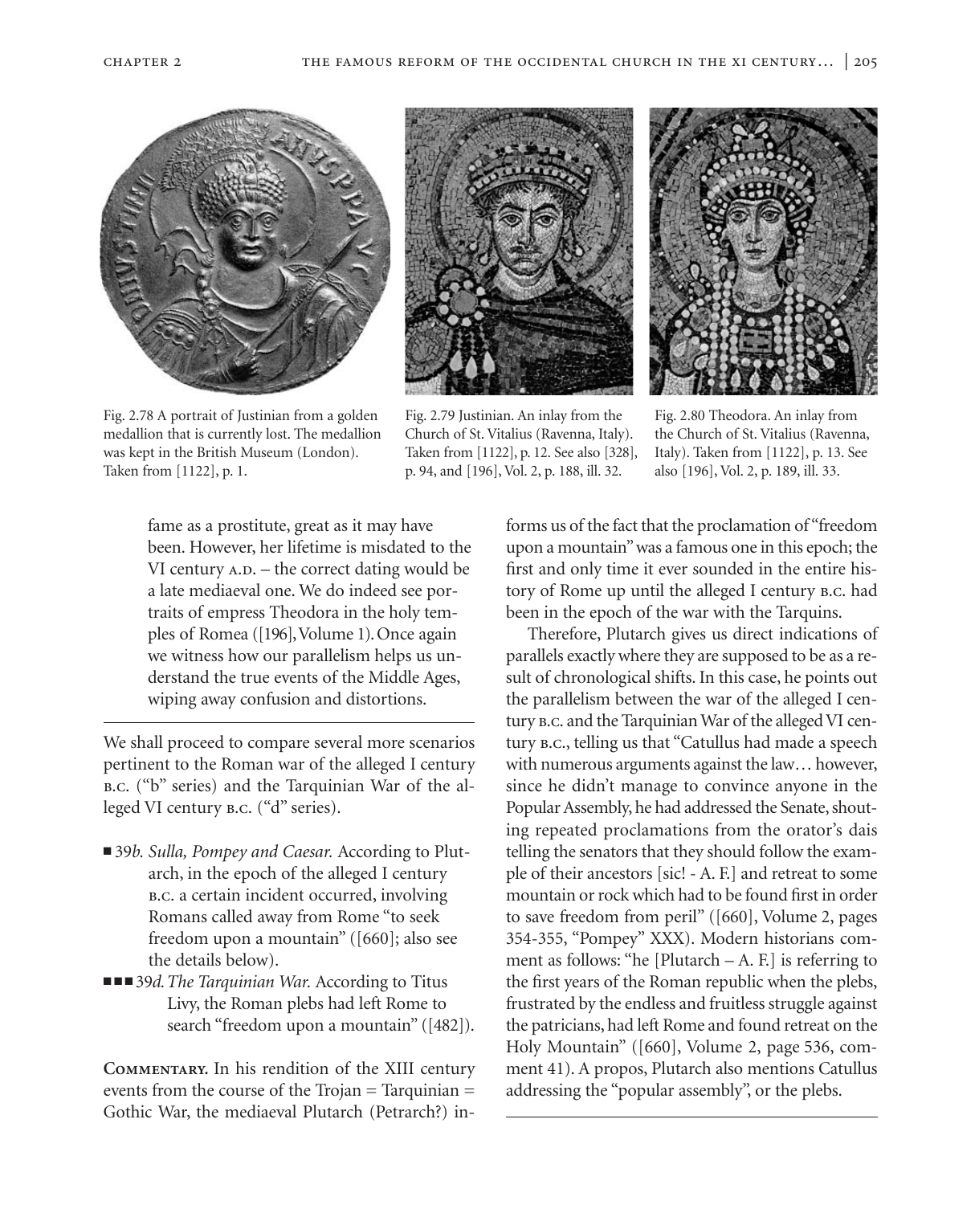Fig. 2.78 A portrait of Justinian from a golden medallion that is currently lost. The medallion was kept in the British Museum (London). Taken from [1122], p. 1.

Fig. 2.79 Justinian. An inlay from the Church of St. Vitalius (Ravenna, Italy). Taken from [1122], p. 12. See also [328], p. 94, and [196], Vol. 2, p. 188, ill. 32.

Fig. 2.80 Theodora. An inlay from the Church of St. Vitalius (Ravenna, Italy). Taken from [1122], p. 13. See also [196], Vol. 2, p. 189, ill. 33.

fame as a prostitute, great as it may have been. However, her lifetime is misdated to the VI century A.D. – the correct dating would be a late mediaeval one. We do indeed see portraits of empress Theodora in the holy temples of Romea ([196], Volume 1). Once again we witness how our parallelism helps us understand the true events of the Middle Ages, wiping away confusion and distortions.

---

We shall proceed to compare several more scenarios pertinent to the Roman war of the alleged I century B.C. ("b" series) and the Tarquinian War of the alleged VI century B.C. ("d" series).

- ■ 39*b. Sulla, Pompey and Caesar.* According to Plutarch, in the epoch of the alleged I century B.C. a certain incident occurred, involving Romans called away from Rome "to seek freedom upon a mountain" ([660]; also see the details below).
- ■■■ 39*d. The Tarquinian War.* According to Titus Livy, the Roman plebs had left Rome to search "freedom upon a mountain" ([482]).

**Commentary.** In his rendition of the XIII century events from the course of the Trojan = Tarquinian = Gothic War, the mediaeval Plutarch (Petrarch?) informs us of the fact that the proclamation of "freedom upon a mountain" was a famous one in this epoch; the first and only time it ever sounded in the entire history of Rome up until the alleged I century B.C. had been in the epoch of the war with the Tarquins.

Therefore, Plutarch gives us direct indications of parallels exactly where they are supposed to be as a result of chronological shifts. In this case, he points out the parallelism between the war of the alleged I century B.C. and the Tarquinian War of the alleged VI century B.C., telling us that "Catullus had made a speech with numerous arguments against the law… however, since he didn't manage to convince anyone in the Popular Assembly, he had addressed the Senate, shouting repeated proclamations from the orator's dais telling the senators that they should follow the example of their ancestors [sic! - A. F.] and retreat to some mountain or rock which had to be found first in order to save freedom from peril" ([660], Volume 2, pages 354-355, "Pompey" XXX). Modern historians comment as follows: "he [Plutarch – A. F.] is referring to the first years of the Roman republic when the plebs, frustrated by the endless and fruitless struggle against the patricians, had left Rome and found retreat on the Holy Mountain" ([660], Volume 2, page 536, comment 41). A propos, Plutarch also mentions Catullus addressing the "popular assembly", or the plebs.

---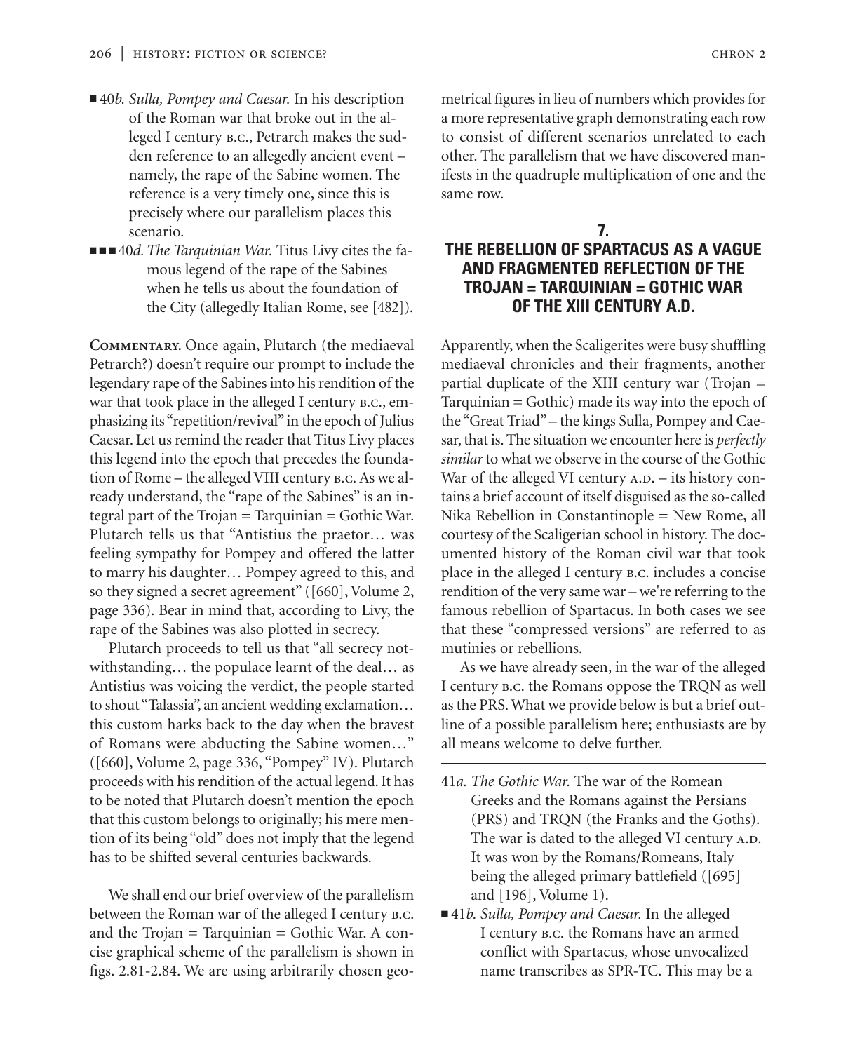■ 40*b. Sulla, Pompey and Caesar.* In his description of the Roman war that broke out in the alleged I century B.C., Petrarch makes the sudden reference to an allegedly ancient event – namely, the rape of the Sabine women. The reference is a very timely one, since this is precisely where our parallelism places this scenario.

■■■ 40*d. The Tarquinian War.* Titus Livy cites the famous legend of the rape of the Sabines when he tells us about the foundation of the City (allegedly Italian Rome, see [482]).

**Commentary.** Once again, Plutarch (the mediaeval Petrarch?) doesn't require our prompt to include the legendary rape of the Sabines into his rendition of the war that took place in the alleged I century B.C., emphasizing its "repetition/revival" in the epoch of Julius Caesar. Let us remind the reader that Titus Livy places this legend into the epoch that precedes the foundation of Rome – the alleged VIII century B.C. As we already understand, the "rape of the Sabines" is an integral part of the Trojan = Tarquinian = Gothic War. Plutarch tells us that "Antistius the praetor… was feeling sympathy for Pompey and offered the latter to marry his daughter… Pompey agreed to this, and so they signed a secret agreement" ([660], Volume 2, page 336). Bear in mind that, according to Livy, the rape of the Sabines was also plotted in secrecy.

Plutarch proceeds to tell us that "all secrecy notwithstanding… the populace learnt of the deal… as Antistius was voicing the verdict, the people started to shout "Talassia", an ancient wedding exclamation… this custom harks back to the day when the bravest of Romans were abducting the Sabine women…" ([660], Volume 2, page 336, "Pompey" IV). Plutarch proceeds with his rendition of the actual legend. It has to be noted that Plutarch doesn't mention the epoch that this custom belongs to originally; his mere mention of its being "old" does not imply that the legend has to be shifted several centuries backwards.

We shall end our brief overview of the parallelism between the Roman war of the alleged I century B.C. and the Trojan = Tarquinian = Gothic War. A concise graphical scheme of the parallelism is shown in figs. 2.81-2.84. We are using arbitrarily chosen geometrical figures in lieu of numbers which provides for a more representative graph demonstrating each row to consist of different scenarios unrelated to each other. The parallelism that we have discovered manifests in the quadruple multiplication of one and the same row.

## 7. THE REBELLION OF SPARTACUS AS A VAGUE AND FRAGMENTED REFLECTION OF THE TROJAN = TARQUINIAN = GOTHIC WAR OF THE XIII CENTURY A.D.

Apparently, when the Scaligerites were busy shuffling mediaeval chronicles and their fragments, another partial duplicate of the XIII century war (Trojan = Tarquinian = Gothic) made its way into the epoch of the "Great Triad" – the kings Sulla, Pompey and Caesar, that is. The situation we encounter here is *perfectly similar* to what we observe in the course of the Gothic War of the alleged VI century A.D. – its history contains a brief account of itself disguised as the so-called Nika Rebellion in Constantinople = New Rome, all courtesy of the Scaligerian school in history. The documented history of the Roman civil war that took place in the alleged I century B.C. includes a concise rendition of the very same war – we're referring to the famous rebellion of Spartacus. In both cases we see that these "compressed versions" are referred to as mutinies or rebellions.

As we have already seen, in the war of the alleged I century B.C. the Romans oppose the TRQN as well as the PRS. What we provide below is but a brief outline of a possible parallelism here; enthusiasts are by all means welcome to delve further.

---

41*a. The Gothic War.* The war of the Romean Greeks and the Romans against the Persians (PRS) and TRQN (the Franks and the Goths). The war is dated to the alleged VI century A.D. It was won by the Romans/Romeans, Italy being the alleged primary battlefield ([695] and [196], Volume 1).

■ 41*b. Sulla, Pompey and Caesar.* In the alleged I century B.C. the Romans have an armed conflict with Spartacus, whose unvocalized name transcribes as SPR-TC. This may be a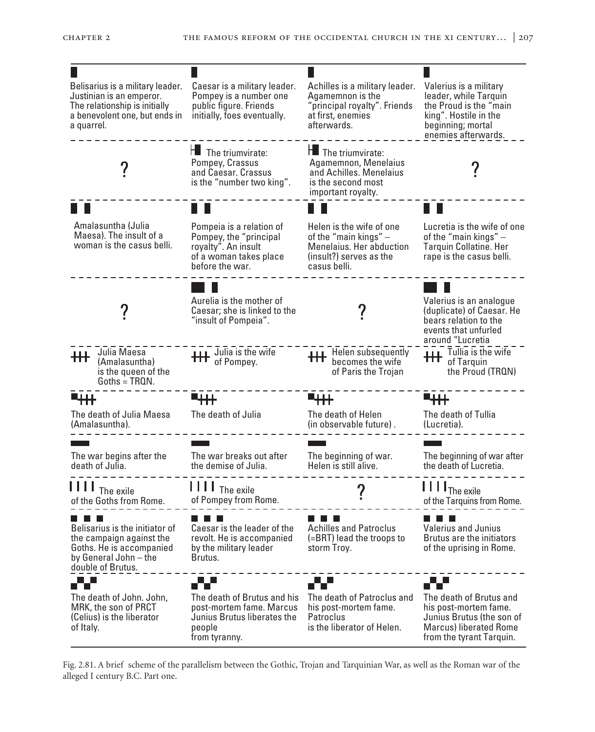| Gothic War | Roman war (I c. B.C.) | Trojan War | Tarquinian War |
|---|---|---|---|
| Belisarius is a military leader. Justinian is an emperor. The relationship is initially a benevolent one, but ends in a quarrel. | Caesar is a military leader. Pompey is a number one public figure. Friends initially, foes eventually. | Achilles is a military leader. Agamemnon is the "principal royalty". Friends at first, enemies afterwards. | Valerius is a military leader, while Tarquin the Proud is the "main king". Hostile in the beginning; mortal enemies afterwards. |
| ? | The triumvirate: Pompey, Crassus and Caesar. Crassus is the "number two king". | The triumvirate: Agamemnon, Menelaius and Achilles. Menelaius is the second most important royalty. | ? |
| Amalasuntha (Julia Maesa). The insult of a woman is the casus belli. | Pompeia is a relation of Pompey, the "principal royalty". An insult of a woman takes place before the war. | Helen is the wife of one of the "main kings" – Menelaius. Her abduction (insult?) serves as the casus belli. | Lucretia is the wife of one of the "main kings" – Tarquin Collatine. Her rape is the casus belli. |
| ? | Aurelia is the mother of Caesar; she is linked to the "insult of Pompeia". | ? | Valerius is an analogue (duplicate) of Caesar. He bears relation to the events that unfurled around "Lucretia |
| Julia Maesa (Amalasuntha) is the queen of the Goths = TRQN. | Julia is the wife of Pompey. | Helen subsequently becomes the wife of Paris the Trojan | Tullia is the wife of Tarquin the Proud (TRQN) |
| The death of Julia Maesa (Amalasuntha). | The death of Julia | The death of Helen (in observable future) . | The death of Tullia (Lucretia). |
| The war begins after the death of Julia. | The war breaks out after the demise of Julia. | The beginning of war. Helen is still alive. | The beginning of war after the death of Lucretia. |
| The exile of the Goths from Rome. | The exile of Pompey from Rome. | ? | The exile of the Tarquins from Rome. |
| Belisarius is the initiator of the campaign against the Goths. He is accompanied by General John – the double of Brutus. | Caesar is the leader of the revolt. He is accompanied by the military leader Brutus. | Achilles and Patroclus (=BRT) lead the troops to storm Troy. | Valerius and Junius Brutus are the initiators of the uprising in Rome. |
| The death of John. John, MRK, the son of PRCT (Celius) is the liberator of Italy. | The death of Brutus and his post-mortem fame. Marcus Junius Brutus liberates the people from tyranny. | The death of Patroclus and his post-mortem fame. Patroclus is the liberator of Helen. | The death of Brutus and his post-mortem fame. Junius Brutus (the son of Marcus) liberated Rome from the tyrant Tarquin. |

Fig. 2.81. A brief scheme of the parallelism between the Gothic, Trojan and Tarquinian War, as well as the Roman war of the alleged I century B.C. Part one.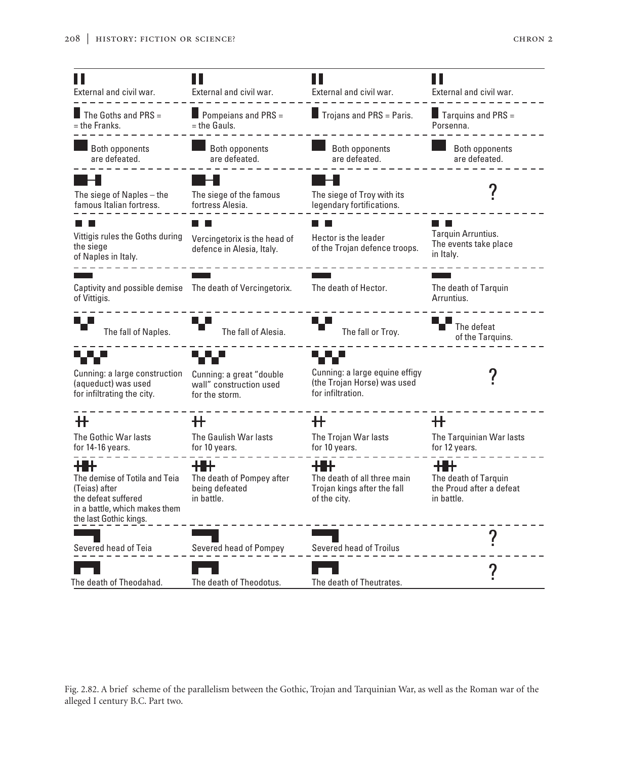| | | | |
|---|---|---|---|
| External and civil war. | External and civil war. | External and civil war. | External and civil war. |
| The Goths and PRS = = the Franks. | Pompeians and PRS = = the Gauls. | Trojans and PRS = Paris. | Tarquins and PRS = Porsenna. |
| Both opponents are defeated. | Both opponents are defeated. | Both opponents are defeated. | Both opponents are defeated. |
| The siege of Naples – the famous Italian fortress. | The siege of the famous fortress Alesia. | The siege of Troy with its legendary fortifications. | ? |
| Vittigis rules the Goths during the siege of Naples in Italy. | Vercingetorix is the head of defence in Alesia, Italy. | Hector is the leader of the Trojan defence troops. | Tarquin Arruntius. The events take place in Italy. |
| Captivity and possible demise of Vittigis. | The death of Vercingetorix. | The death of Hector. | The death of Tarquin Arruntius. |
| The fall of Naples. | The fall of Alesia. | The fall or Troy. | The defeat of the Tarquins. |
| Cunning: a large construction (aqueduct) was used for infiltrating the city. | Cunning: a great "double wall" construction used for the storm. | Cunning: a large equine effigy (the Trojan Horse) was used for infiltration. | ? |
| The Gothic War lasts for 14-16 years. | The Gaulish War lasts for 10 years. | The Trojan War lasts for 10 years. | The Tarquinian War lasts for 12 years. |
| The demise of Totila and Teia (Teias) after the defeat suffered in a battle, which makes them the last Gothic kings. | The death of Pompey after being defeated in battle. | The death of all three main Trojan kings after the fall of the city. | The death of Tarquin the Proud after a defeat in battle. |
| Severed head of Teia | Severed head of Pompey | Severed head of Troilus | ? |
| The death of Theodahad. | The death of Theodotus. | The death of Theutrates. | ? |

Fig. 2.82. A brief scheme of the parallelism between the Gothic, Trojan and Tarquinian War, as well as the Roman war of the alleged I century B.C. Part two.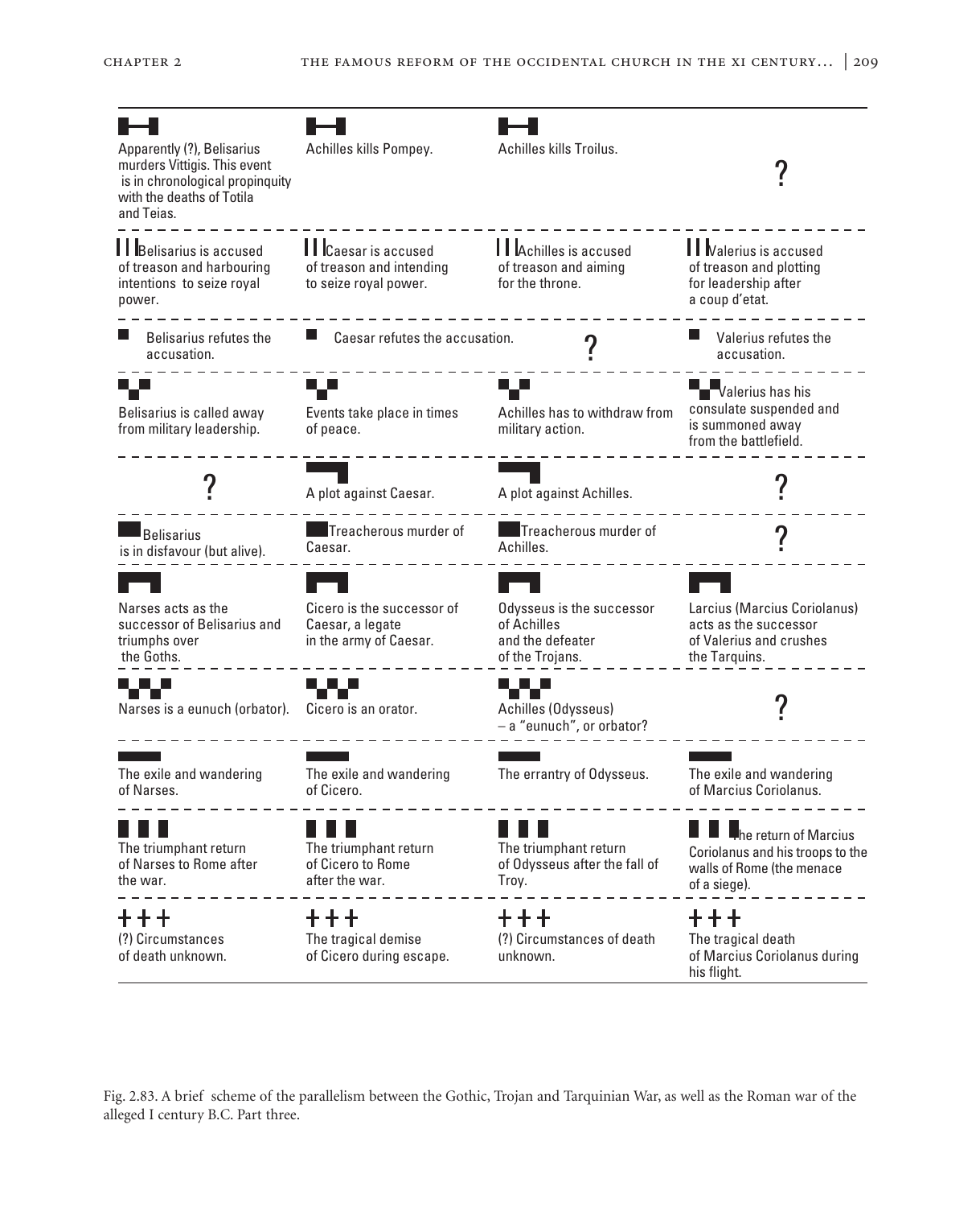| | | | |
|---|---|---|---|
| Apparently (?), Belisarius murders Vittigis. This event is in chronological propinquity with the deaths of Totila and Teias. | Achilles kills Pompey. | Achilles kills Troilus. | ? |
| Belisarius is accused of treason and harbouring intentions to seize royal power. | Caesar is accused of treason and intending to seize royal power. | Achilles is accused of treason and aiming for the throne. | Valerius is accused of treason and plotting for leadership after a coup d'etat. |
| Belisarius refutes the accusation. | Caesar refutes the accusation. | ? | Valerius refutes the accusation. |
| Belisarius is called away from military leadership. | Events take place in times of peace. | Achilles has to withdraw from military action. | Valerius has his consulate suspended and is summoned away from the battlefield. |
| ? | A plot against Caesar. | A plot against Achilles. | ? |
| Belisarius is in disfavour (but alive). | Treacherous murder of Caesar. | Treacherous murder of Achilles. | ? |
| Narses acts as the successor of Belisarius and triumphs over the Goths. | Cicero is the successor of Caesar, a legate in the army of Caesar. | Odysseus is the successor of Achilles and the defeater of the Trojans. | Larcius (Marcius Coriolanus) acts as the successor of Valerius and crushes the Tarquins. |
| Narses is a eunuch (orbator). | Cicero is an orator. | Achilles (Odysseus) – a "eunuch", or orbator? | ? |
| The exile and wandering of Narses. | The exile and wandering of Cicero. | The errantry of Odysseus. | The exile and wandering of Marcius Coriolanus. |
| The triumphant return of Narses to Rome after the war. | The triumphant return of Cicero to Rome after the war. | The triumphant return of Odysseus after the fall of Troy. | The return of Marcius Coriolanus and his troops to the walls of Rome (the menace of a siege). |
| +++ (?) Circumstances of death unknown. | +++ The tragical demise of Cicero during escape. | +++ (?) Circumstances of death unknown. | +++ The tragical death of Marcius Coriolanus during his flight. |

Fig. 2.83. A brief scheme of the parallelism between the Gothic, Trojan and Tarquinian War, as well as the Roman war of the alleged I century B.C. Part three.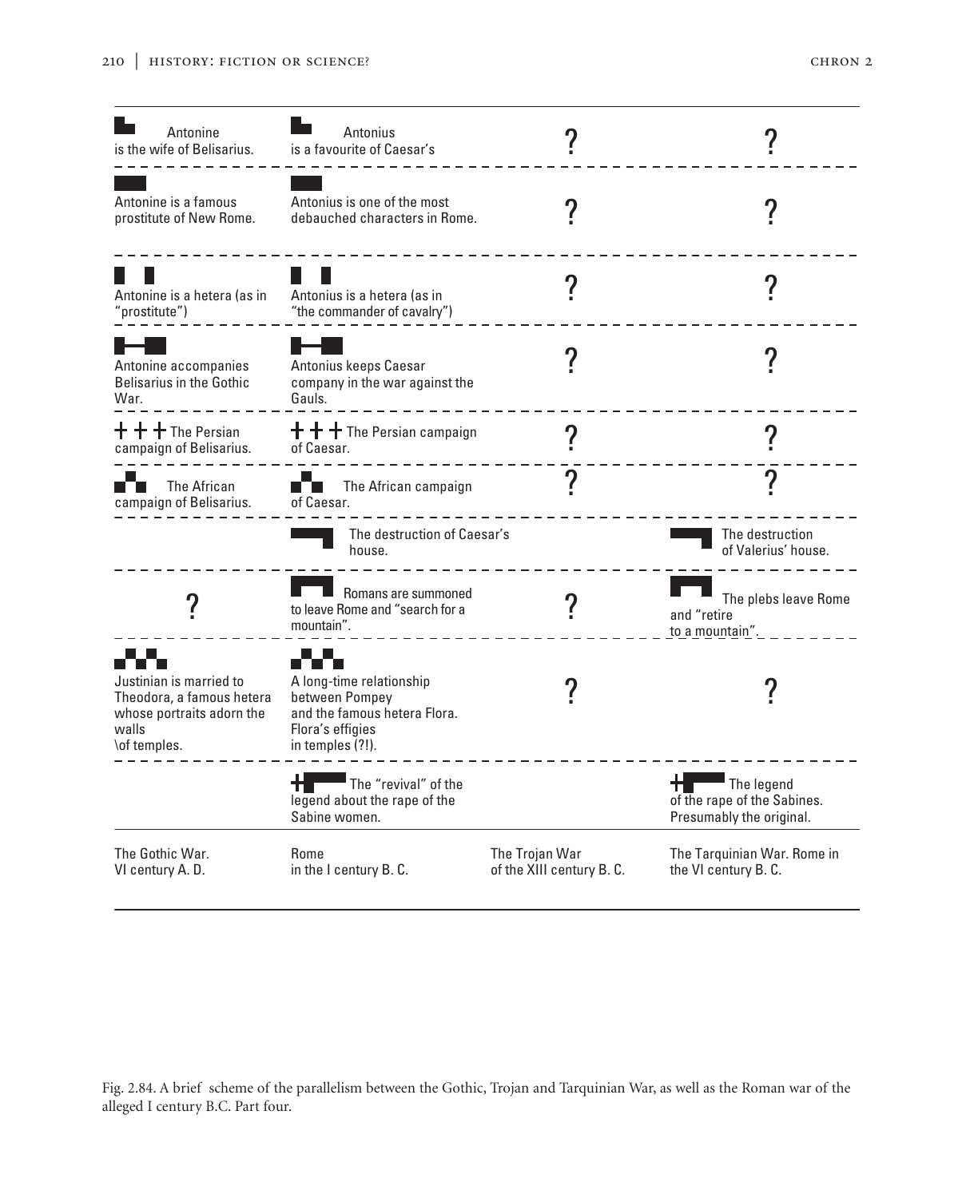| The Gothic War. VI century A. D. | Rome in the I century B. C. | The Trojan War of the XIII century B. C. | The Tarquinian War. Rome in the VI century B. C. |
|---|---|---|---|
| Antonine is the wife of Belisarius. | Antonius is a favourite of Caesar's | ? | ? |
| Antonine is a famous prostitute of New Rome. | Antonius is one of the most debauched characters in Rome. | ? | ? |
| Antonine is a hetera (as in "prostitute") | Antonius is a hetera (as in "the commander of cavalry") | ? | ? |
| Antonine accompanies Belisarius in the Gothic War. | Antonius keeps Caesar company in the war against the Gauls. | ? | ? |
| The Persian campaign of Belisarius. | The Persian campaign of Caesar. | ? | ? |
| The African campaign of Belisarius. | The African campaign of Caesar. | ? | ? |
| | The destruction of Caesar's house. | | The destruction of Valerius' house. |
| ? | Romans are summoned to leave Rome and "search for a mountain". | ? | The plebs leave Rome and "retire to a mountain". |
| Justinian is married to Theodora, a famous hetera whose portraits adorn the walls \of temples. | A long-time relationship between Pompey and the famous hetera Flora. Flora's effigies in temples (?!). | ? | ? |
| | The "revival" of the legend about the rape of the Sabine women. | | The legend of the rape of the Sabines. Presumably the original. |

Fig. 2.84. A brief scheme of the parallelism between the Gothic, Trojan and Tarquinian War, as well as the Roman war of the alleged I century B.C. Part four.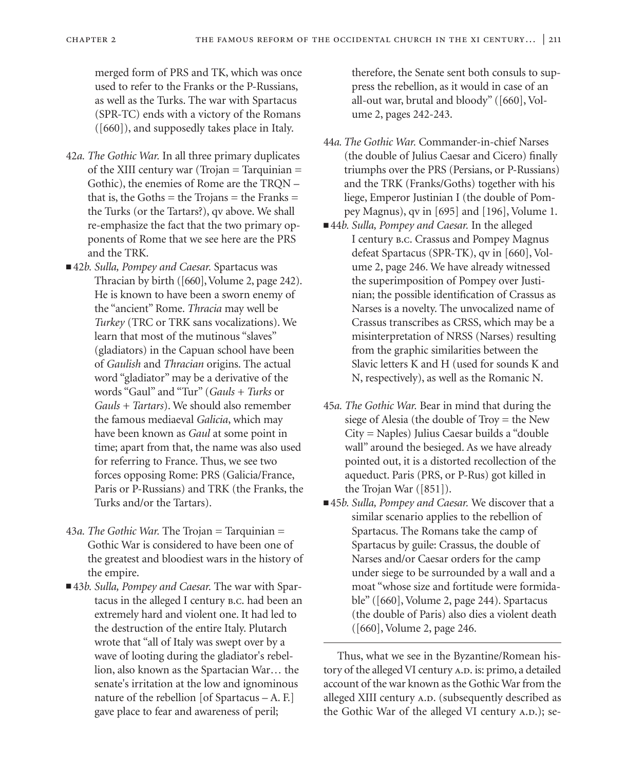merged form of PRS and TK, which was once used to refer to the Franks or the P-Russians, as well as the Turks. The war with Spartacus (SPR-TC) ends with a victory of the Romans ([660]), and supposedly takes place in Italy.

42*a. The Gothic War.* In all three primary duplicates of the XIII century war (Trojan = Tarquinian = Gothic), the enemies of Rome are the TRQN – that is, the Goths = the Trojans = the Franks = the Turks (or the Tartars?), qv above. We shall re-emphasize the fact that the two primary opponents of Rome that we see here are the PRS and the TRK.

■ 42*b. Sulla, Pompey and Caesar.* Spartacus was Thracian by birth ([660], Volume 2, page 242). He is known to have been a sworn enemy of the "ancient" Rome. *Thracia* may well be *Turkey* (TRC or TRK sans vocalizations). We learn that most of the mutinous "slaves" (gladiators) in the Capuan school have been of *Gaulish* and *Thracian* origins. The actual word "gladiator" may be a derivative of the words "Gaul" and "Tur" (*Gauls + Turks* or *Gauls + Tartars*). We should also remember the famous mediaeval *Galicia*, which may have been known as *Gaul* at some point in time; apart from that, the name was also used for referring to France. Thus, we see two forces opposing Rome: PRS (Galicia/France, Paris or P-Russians) and TRK (the Franks, the Turks and/or the Tartars).

43*a. The Gothic War.* The Trojan = Tarquinian = Gothic War is considered to have been one of the greatest and bloodiest wars in the history of the empire.

■ 43*b. Sulla, Pompey and Caesar.* The war with Spartacus in the alleged I century B.C. had been an extremely hard and violent one. It had led to the destruction of the entire Italy. Plutarch wrote that "all of Italy was swept over by a wave of looting during the gladiator's rebellion, also known as the Spartacian War… the senate's irritation at the low and ignominous nature of the rebellion [of Spartacus – A. F.] gave place to fear and awareness of peril; therefore, the Senate sent both consuls to suppress the rebellion, as it would in case of an all-out war, brutal and bloody" ([660], Volume 2, pages 242-243.

44*a. The Gothic War.* Commander-in-chief Narses (the double of Julius Caesar and Cicero) finally triumphs over the PRS (Persians, or P-Russians) and the TRK (Franks/Goths) together with his liege, Emperor Justinian I (the double of Pompey Magnus), qv in [695] and [196], Volume 1.

■ 44*b. Sulla, Pompey and Caesar.* In the alleged I century B.C. Crassus and Pompey Magnus defeat Spartacus (SPR-TK), qv in [660], Volume 2, page 246. We have already witnessed the superimposition of Pompey over Justinian; the possible identification of Crassus as Narses is a novelty. The unvocalized name of Crassus transcribes as CRSS, which may be a misinterpretation of NRSS (Narses) resulting from the graphic similarities between the Slavic letters K and H (used for sounds K and N, respectively), as well as the Romanic N.

45*a. The Gothic War.* Bear in mind that during the siege of Alesia (the double of Troy = the New City = Naples) Julius Caesar builds a "double wall" around the besieged. As we have already pointed out, it is a distorted recollection of the aqueduct. Paris (PRS, or P-Rus) got killed in the Trojan War ([851]).

■ 45*b. Sulla, Pompey and Caesar.* We discover that a similar scenario applies to the rebellion of Spartacus. The Romans take the camp of Spartacus by guile: Crassus, the double of Narses and/or Caesar orders for the camp under siege to be surrounded by a wall and a moat "whose size and fortitude were formidable" ([660], Volume 2, page 244). Spartacus (the double of Paris) also dies a violent death ([660], Volume 2, page 246.

---

Thus, what we see in the Byzantine/Romean history of the alleged VI century A.D. is: primo, a detailed account of the war known as the Gothic War from the alleged XIII century A.D. (subsequently described as the Gothic War of the alleged VI century A.D.); se-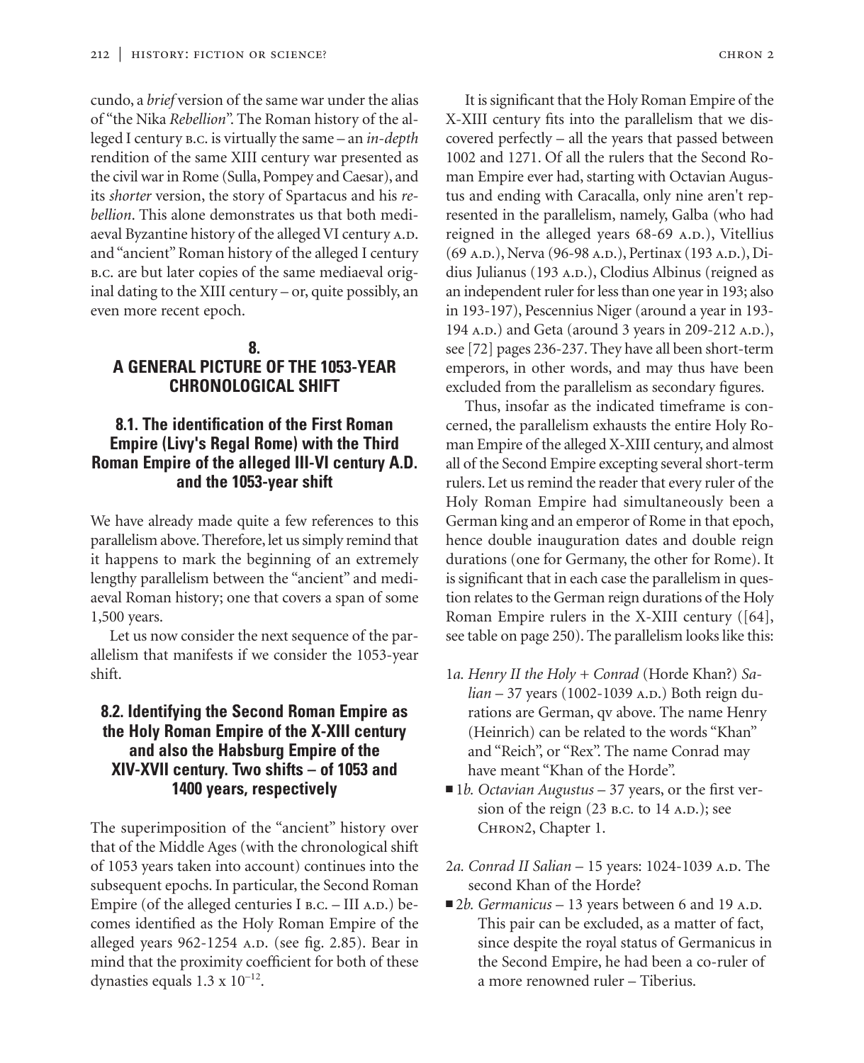cundo, a *brief* version of the same war under the alias of "the Nika *Rebellion*". The Roman history of the alleged I century B.C. is virtually the same – an *in-depth* rendition of the same XIII century war presented as the civil war in Rome (Sulla, Pompey and Caesar), and its *shorter* version, the story of Spartacus and his *rebellion*. This alone demonstrates us that both mediaeval Byzantine history of the alleged VI century A.D. and "ancient" Roman history of the alleged I century B.C. are but later copies of the same mediaeval original dating to the XIII century – or, quite possibly, an even more recent epoch.

## 8. A GENERAL PICTURE OF THE 1053-YEAR CHRONOLOGICAL SHIFT

### 8.1. The identification of the First Roman Empire (Livy's Regal Rome) with the Third Roman Empire of the alleged III-VI century A.D. and the 1053-year shift

We have already made quite a few references to this parallelism above. Therefore, let us simply remind that it happens to mark the beginning of an extremely lengthy parallelism between the "ancient" and mediaeval Roman history; one that covers a span of some 1,500 years.

Let us now consider the next sequence of the parallelism that manifests if we consider the 1053-year shift.

### 8.2. Identifying the Second Roman Empire as the Holy Roman Empire of the X-XIII century and also the Habsburg Empire of the XIV-XVII century. Two shifts – of 1053 and 1400 years, respectively

The superimposition of the "ancient" history over that of the Middle Ages (with the chronological shift of 1053 years taken into account) continues into the subsequent epochs. In particular, the Second Roman Empire (of the alleged centuries I B.C. – III A.D.) becomes identified as the Holy Roman Empire of the alleged years 962-1254 A.D. (see fig. 2.85). Bear in mind that the proximity coefficient for both of these dynasties equals $1.3 \times 10^{-12}$.

It is significant that the Holy Roman Empire of the X-XIII century fits into the parallelism that we discovered perfectly – all the years that passed between 1002 and 1271. Of all the rulers that the Second Roman Empire ever had, starting with Octavian Augustus and ending with Caracalla, only nine aren't represented in the parallelism, namely, Galba (who had reigned in the alleged years 68-69 A.D.), Vitellius (69 A.D.), Nerva (96-98 A.D.), Pertinax (193 A.D.), Didius Julianus (193 A.D.), Clodius Albinus (reigned as an independent ruler for less than one year in 193; also in 193-197), Pescennius Niger (around a year in 193-194 A.D.) and Geta (around 3 years in 209-212 A.D.), see [72] pages 236-237. They have all been short-term emperors, in other words, and may thus have been excluded from the parallelism as secondary figures.

Thus, insofar as the indicated timeframe is concerned, the parallelism exhausts the entire Holy Roman Empire of the alleged X-XIII century, and almost all of the Second Empire excepting several short-term rulers. Let us remind the reader that every ruler of the Holy Roman Empire had simultaneously been a German king and an emperor of Rome in that epoch, hence double inauguration dates and double reign durations (one for Germany, the other for Rome). It is significant that in each case the parallelism in question relates to the German reign durations of the Holy Roman Empire rulers in the X-XIII century ([64], see table on page 250). The parallelism looks like this:

- 1*a. Henry II the Holy + Conrad* (Horde Khan?) *Salian* – 37 years (1002-1039 A.D.) Both reign durations are German, qv above. The name Henry (Heinrich) can be related to the words "Khan" and "Reich", or "Rex". The name Conrad may have meant "Khan of the Horde".
- ■ 1*b. Octavian Augustus* – 37 years, or the first version of the reign (23 B.C. to 14 A.D.); see CHRON2, Chapter 1.

- 2*a. Conrad II Salian* – 15 years: 1024-1039 A.D. The second Khan of the Horde?
- ■ 2*b. Germanicus* – 13 years between 6 and 19 A.D. This pair can be excluded, as a matter of fact, since despite the royal status of Germanicus in the Second Empire, he had been a co-ruler of a more renowned ruler – Tiberius.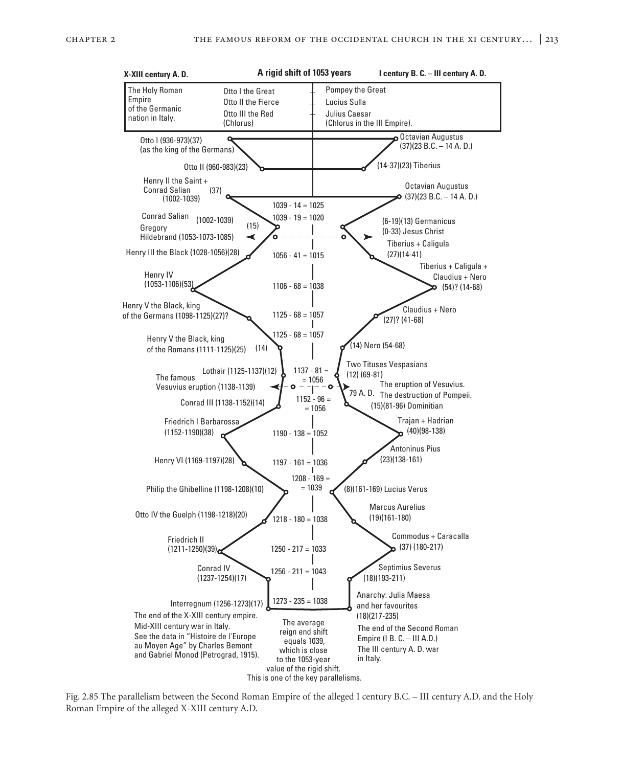X-XIII century A. D.

A rigid shift of 1053 years

I century B. C. – III century A. D.

The Holy Roman Empire of the Germanic nation in Italy.

Otto I the Great
Otto II the Fierce
Otto III the Red (Chlorus)

Pompey the Great
Lucius Sulla
Julius Caesar
(Chlorus in the III Empire).

Otto I (936-973)(37) (as the king of the Germans)

Octavian Augustus (37)(23 B.C. – 14 A. D.)

Otto II (960-983)(23)

(14-37)(23) Tiberius

Henry II the Saint + Conrad Salian (37) (1002-1039)

Octavian Augustus (37)(23 B.C. – 14 A. D.)

1039 - 14 = 1025

1039 - 19 = 1020

Conrad Salian (1002-1039)

(15)

Gregory Hildebrand (1053-1073-1085)

(6-19)(13) Germanicus
(0-33) Jesus Christ

Tiberius + Caligula (27)(14-41)

Henry III the Black (1028-1056)(28)

1056 - 41 = 1015

Tiberius + Caligula + Claudius + Nero (54)? (14-68)

Henry IV (1053-1106)(53)

1106 - 68 = 1038

Henry V the Black, king of the Germans (1098-1125)(27)?

1125 - 68 = 1057

Claudius + Nero (27)? (41-68)

1125 - 68 = 1057

Henry V the Black, king of the Romans (1111-1125)(25) (14)

(14) Nero (54-68)

Lothair (1125-1137)(12)

1137 - 81 = = 1056

Two Tituses Vespasians (12) (69-81)

The famous Vesuvius eruption (1138-1139)

The eruption of Vesuvius.
79 A. D. The destruction of Pompeii.

Conrad III (1138-1152)(14)

1152 - 96 = = 1056

(15)(81-96) Dominitian

Friedrich I Barbarossa (1152-1190)(38)

1190 - 138 = 1052

Trajan + Hadrian (40)(98-138)

Antoninus Pius (23)(138-161)

Henry VI (1169-1197)(28)

1197 - 161 = 1036

1208 - 169 = = 1039

Philip the Ghibelline (1198-1208)(10)

(8)(161-169) Lucius Verus

Marcus Aurelius (19)(161-180)

Otto IV the Guelph (1198-1218)(20)

1218 - 180 = 1038

Commodus + Caracalla (37) (180-217)

Friedrich II (1211-1250)(39)

1250 - 217 = 1033

Septimius Severus (18)(193-211)

Conrad IV (1237-1254)(17)

1256 - 211 = 1043

Anarchy: Julia Maesa and her favourites (18)(217-235)

Interregnum (1256-1273)(17)

1273 - 235 = 1038

The end of the X-XIII century empire.
Mid-XIII century war in Italy.
See the data in "Histoire de l'Europe au Moyen Age" by Charles Bemont and Gabriel Monod (Petrograd, 1915).

The average reign end shift equals 1039, which is close to the 1053-year value of the rigid shift.
This is one of the key parallelisms.

The end of the Second Roman Empire (I B. C. – III A.D.)
The III century A. D. war in Italy.

Fig. 2.85 The parallelism between the Second Roman Empire of the alleged I century B.C. – III century A.D. and the Holy Roman Empire of the alleged X-XIII century A.D.